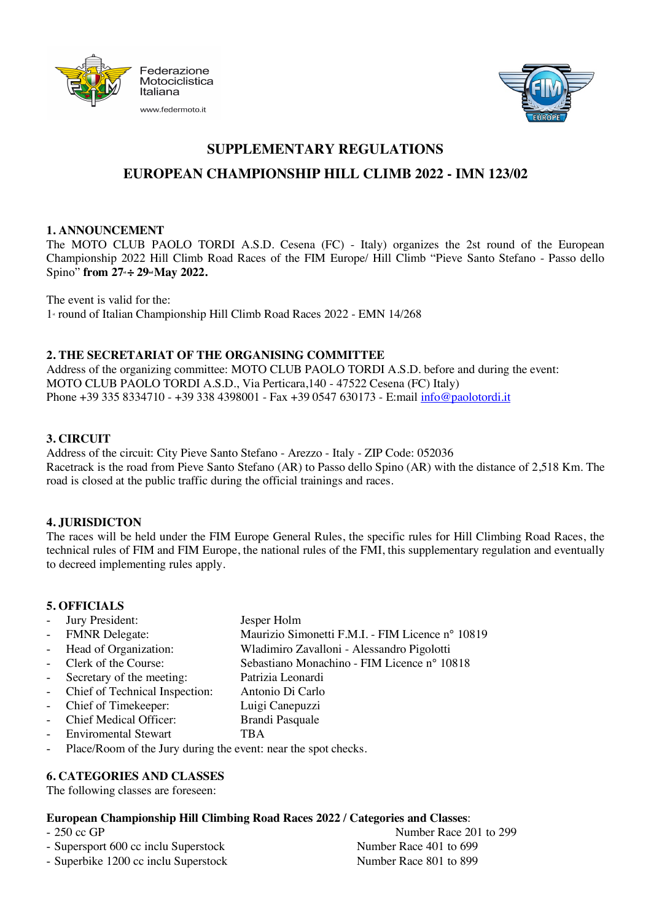Federazione Motociclistica Italiana

www.federmoto.it

# SUPPLEMENTARY REGULATIONS

# EUROPEAN CHAMPIONSHIP HILL CLIMB 2022 - IMN 123/02

## 1. ANNOUNCEMENT

The MOTO CLUB PAOLO TORDI A.S.D. Cesena (FC) - Italy) organizes the 2st round of the European Championship 2022 Hill Climb Road Races of the FIM Europe/ Hill Climb "Pieve Santo Stefano - Passo dello Spino" **from 27th ÷ 29nd May 2022.**

The event is valid for the:

1st round of Italian Championship Hill Climb Road Races 2022 - EMN 14/268

## 2. THE SECRETARIAT OF THE ORGANISING COMMITTEE

Address of the organizing committee: MOTO CLUB PAOLO TORDI A.S.D. before and during the event:
MOTO CLUB PAOLO TORDI A.S.D., Via Perticara,140 - 47522 Cesena (FC) Italy)
Phone +39 335 8334710 - +39 338 4398001 - Fax +39 0547 630173 - E:mail info@paolotordi.it

## 3. CIRCUIT

Address of the circuit: City Pieve Santo Stefano - Arezzo - Italy - ZIP Code: 052036
Racetrack is the road from Pieve Santo Stefano (AR) to Passo dello Spino (AR) with the distance of 2,518 Km. The road is closed at the public traffic during the official trainings and races.

## 4. JURISDICTON

The races will be held under the FIM Europe General Rules, the specific rules for Hill Climbing Road Races, the technical rules of FIM and FIM Europe, the national rules of the FMI, this supplementary regulation and eventually to decreed implementing rules apply.

## 5. OFFICIALS

- Jury President: Jesper Holm
- FMNR Delegate: Maurizio Simonetti F.M.I. - FIM Licence n° 10819
- Head of Organization: Wladimiro Zavalloni - Alessandro Pigolotti
- Clerk of the Course: Sebastiano Monachino - FIM Licence n° 10818
- Secretary of the meeting: Patrizia Leonardi
- Chief of Technical Inspection: Antonio Di Carlo
- Chief of Timekeeper: Luigi Canepuzzi
- Chief Medical Officer: Brandi Pasquale
- Enviromental Stewart TBA
- Place/Room of the Jury during the event: near the spot checks.

## 6. CATEGORIES AND CLASSES

The following classes are foreseen:

**European Championship Hill Climbing Road Races 2022 / Categories and Classes**:

- 250 cc GP — Number Race 201 to 299
- Supersport 600 cc inclu Superstock — Number Race 401 to 699
- Superbike 1200 cc inclu Superstock — Number Race 801 to 899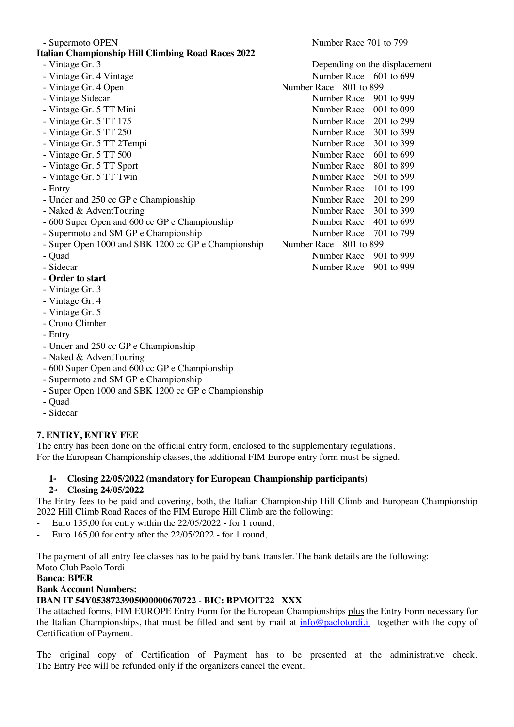- Supermoto OPEN — Number Race 701 to 799

**Italian Championship Hill Climbing Road Races 2022**

| Class | Number Race |
|---|---|
| - Vintage Gr. 3 | Depending on the displacement |
| - Vintage Gr. 4 Vintage | Number Race 601 to 699 |
| - Vintage Gr. 4 Open | Number Race 801 to 899 |
| - Vintage Sidecar | Number Race 901 to 999 |
| - Vintage Gr. 5 TT Mini | Number Race 001 to 099 |
| - Vintage Gr. 5 TT 175 | Number Race 201 to 299 |
| - Vintage Gr. 5 TT 250 | Number Race 301 to 399 |
| - Vintage Gr. 5 TT 2Tempi | Number Race 301 to 399 |
| - Vintage Gr. 5 TT 500 | Number Race 601 to 699 |
| - Vintage Gr. 5 TT Sport | Number Race 801 to 899 |
| - Vintage Gr. 5 TT Twin | Number Race 501 to 599 |
| - Entry | Number Race 101 to 199 |
| - Under and 250 cc GP e Championship | Number Race 201 to 299 |
| - Naked & AdventTouring | Number Race 301 to 399 |
| - 600 Super Open and 600 cc GP e Championship | Number Race 401 to 699 |
| - Supermoto and SM GP e Championship | Number Race 701 to 799 |
| - Super Open 1000 and SBK 1200 cc GP e Championship | Number Race 801 to 899 |
| - Quad | Number Race 901 to 999 |
| - Sidecar | Number Race 901 to 999 |

- **Order to start**
- Vintage Gr. 3
- Vintage Gr. 4
- Vintage Gr. 5
- Crono Climber
- Entry
- Under and 250 cc GP e Championship
- Naked & AdventTouring
- 600 Super Open and 600 cc GP e Championship
- Supermoto and SM GP e Championship
- Super Open 1000 and SBK 1200 cc GP e Championship
- Quad
- Sidecar

## 7. ENTRY, ENTRY FEE

The entry has been done on the official entry form, enclosed to the supplementary regulations.
For the European Championship classes, the additional FIM Europe entry form must be signed.

1st **Closing 22/05/2022 (mandatory for European Championship participants)**
2nd **Closing 24/05/2022**

The Entry fees to be paid and covering, both, the Italian Championship Hill Climb and European Championship 2022 Hill Climb Road Races of the FIM Europe Hill Climb are the following:

- Euro 135,00 for entry within the 22/05/2022 - for 1 round,
- Euro 165,00 for entry after the 22/05/2022 - for 1 round,

The payment of all entry fee classes has to be paid by bank transfer. The bank details are the following:
Moto Club Paolo Tordi
**Banca: BPER**
**Bank Account Numbers:**
**IBAN IT 54Y0538723905000000670722 - BIC: BPMOIT22 XXX**
The attached forms, FIM EUROPE Entry Form for the European Championships plus the Entry Form necessary for the Italian Championships, that must be filled and sent by mail at info@paolotordi.it together with the copy of Certification of Payment.

The original copy of Certification of Payment has to be presented at the administrative check.
The Entry Fee will be refunded only if the organizers cancel the event.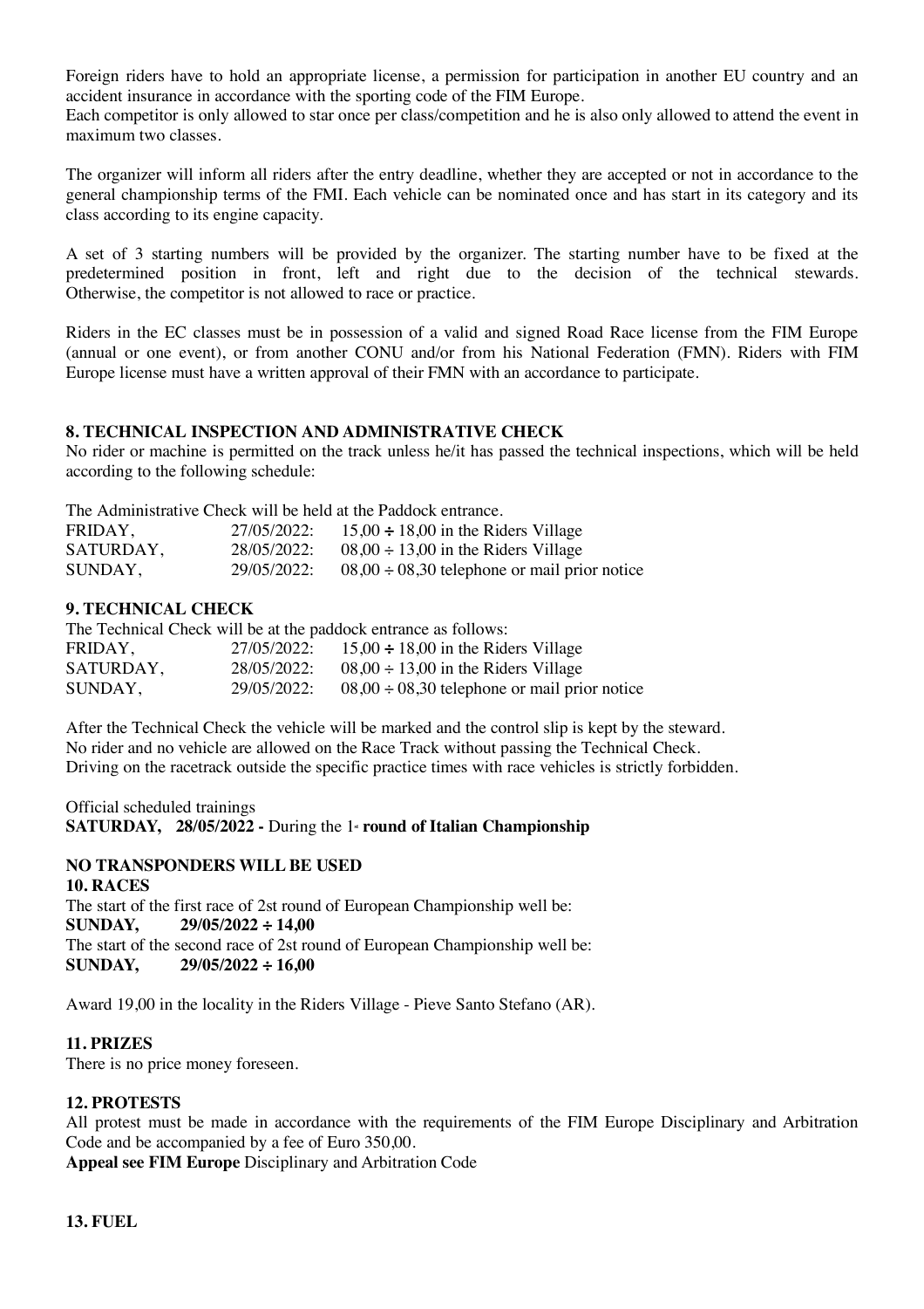Foreign riders have to hold an appropriate license, a permission for participation in another EU country and an accident insurance in accordance with the sporting code of the FIM Europe.
Each competitor is only allowed to star once per class/competition and he is also only allowed to attend the event in maximum two classes.

The organizer will inform all riders after the entry deadline, whether they are accepted or not in accordance to the general championship terms of the FMI. Each vehicle can be nominated once and has start in its category and its class according to its engine capacity.

A set of 3 starting numbers will be provided by the organizer. The starting number have to be fixed at the predetermined position in front, left and right due to the decision of the technical stewards. Otherwise, the competitor is not allowed to race or practice.

Riders in the EC classes must be in possession of a valid and signed Road Race license from the FIM Europe (annual or one event), or from another CONU and/or from his National Federation (FMN). Riders with FIM Europe license must have a written approval of their FMN with an accordance to participate.

## 8. TECHNICAL INSPECTION AND ADMINISTRATIVE CHECK

No rider or machine is permitted on the track unless he/it has passed the technical inspections, which will be held according to the following schedule:

The Administrative Check will be held at the Paddock entrance.

| | | |
|---|---|---|
| FRIDAY, | 27/05/2022: | 15,00 ÷ 18,00 in the Riders Village |
| SATURDAY, | 28/05/2022: | 08,00 ÷ 13,00 in the Riders Village |
| SUNDAY, | 29/05/2022: | 08,00 ÷ 08,30 telephone or mail prior notice |

## 9. TECHNICAL CHECK

The Technical Check will be at the paddock entrance as follows:

| | | |
|---|---|---|
| FRIDAY, | 27/05/2022: | 15,00 ÷ 18,00 in the Riders Village |
| SATURDAY, | 28/05/2022: | 08,00 ÷ 13,00 in the Riders Village |
| SUNDAY, | 29/05/2022: | 08,00 ÷ 08,30 telephone or mail prior notice |

After the Technical Check the vehicle will be marked and the control slip is kept by the steward.
No rider and no vehicle are allowed on the Race Track without passing the Technical Check.
Driving on the racetrack outside the specific practice times with race vehicles is strictly forbidden.

Official scheduled trainings
**SATURDAY, 28/05/2022 -** During the 1st **round of Italian Championship**

**NO TRANSPONDERS WILL BE USED**

## 10. RACES

The start of the first race of 2st round of European Championship well be:
**SUNDAY, 29/05/2022 ÷ 14,00**
The start of the second race of 2st round of European Championship well be:
**SUNDAY, 29/05/2022 ÷ 16,00**

Award 19,00 in the locality in the Riders Village - Pieve Santo Stefano (AR).

## 11. PRIZES

There is no price money foreseen.

## 12. PROTESTS

All protest must be made in accordance with the requirements of the FIM Europe Disciplinary and Arbitration Code and be accompanied by a fee of Euro 350,00.
**Appeal see FIM Europe** Disciplinary and Arbitration Code

## 13. FUEL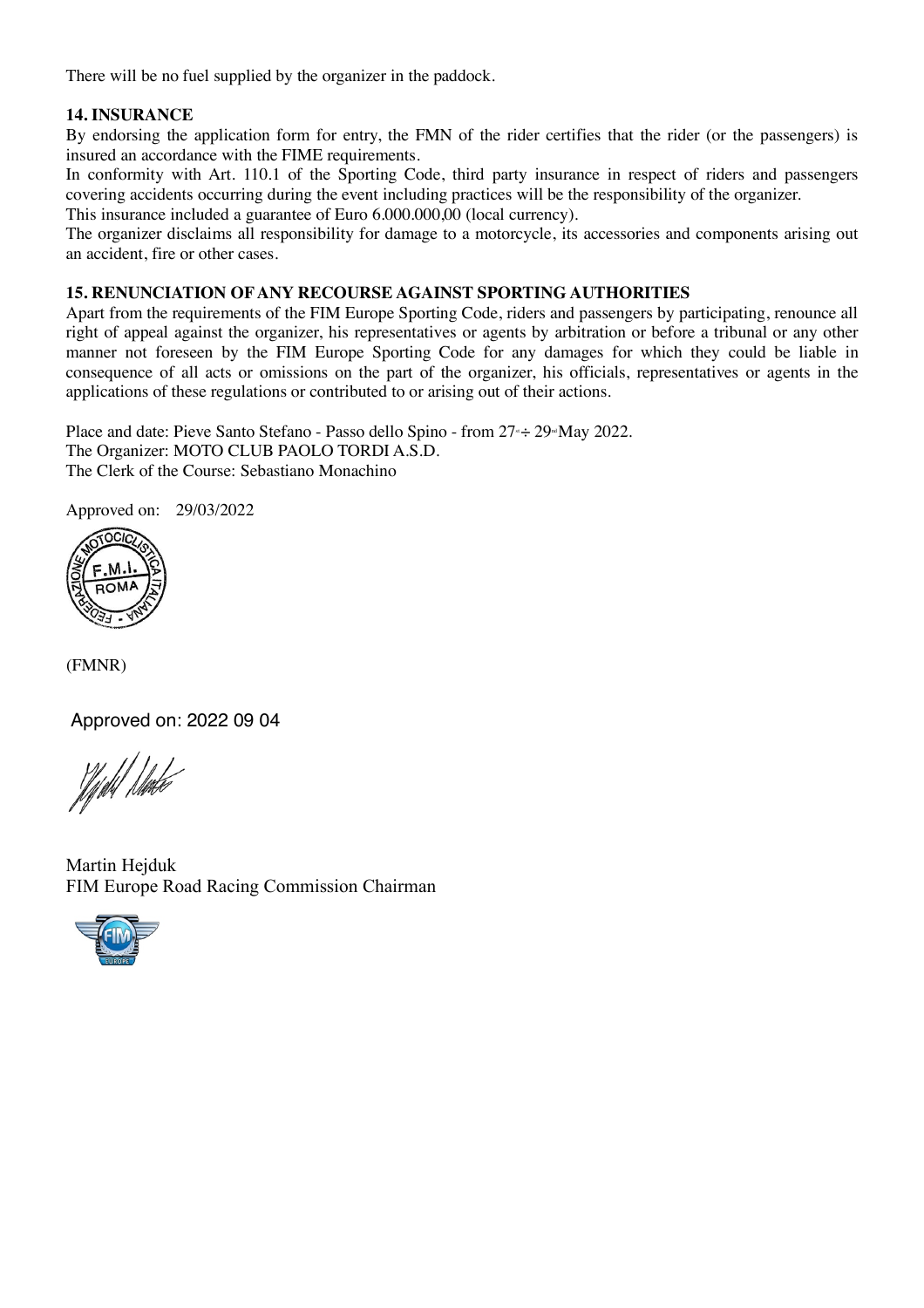There will be no fuel supplied by the organizer in the paddock.

**14. INSURANCE**

By endorsing the application form for entry, the FMN of the rider certifies that the rider (or the passengers) is insured an accordance with the FIME requirements.

In conformity with Art. 110.1 of the Sporting Code, third party insurance in respect of riders and passengers covering accidents occurring during the event including practices will be the responsibility of the organizer.

This insurance included a guarantee of Euro 6.000.000,00 (local currency).

The organizer disclaims all responsibility for damage to a motorcycle, its accessories and components arising out an accident, fire or other cases.

**15. RENUNCIATION OF ANY RECOURSE AGAINST SPORTING AUTHORITIES**

Apart from the requirements of the FIM Europe Sporting Code, riders and passengers by participating, renounce all right of appeal against the organizer, his representatives or agents by arbitration or before a tribunal or any other manner not foreseen by the FIM Europe Sporting Code for any damages for which they could be liable in consequence of all acts or omissions on the part of the organizer, his officials, representatives or agents in the applications of these regulations or contributed to or arising out of their actions.

Place and date: Pieve Santo Stefano - Passo dello Spino - from 27th ÷ 29nd May 2022.
The Organizer: MOTO CLUB PAOLO TORDI A.S.D.
The Clerk of the Course: Sebastiano Monachino

Approved on: 29/03/2022

FEDERAZIONE MOTOCICLISTICA ITALIANA F.M.I. ROMA

(FMNR)

Approved on: 2022 09 04

Martin Hejduk
FIM Europe Road Racing Commission Chairman